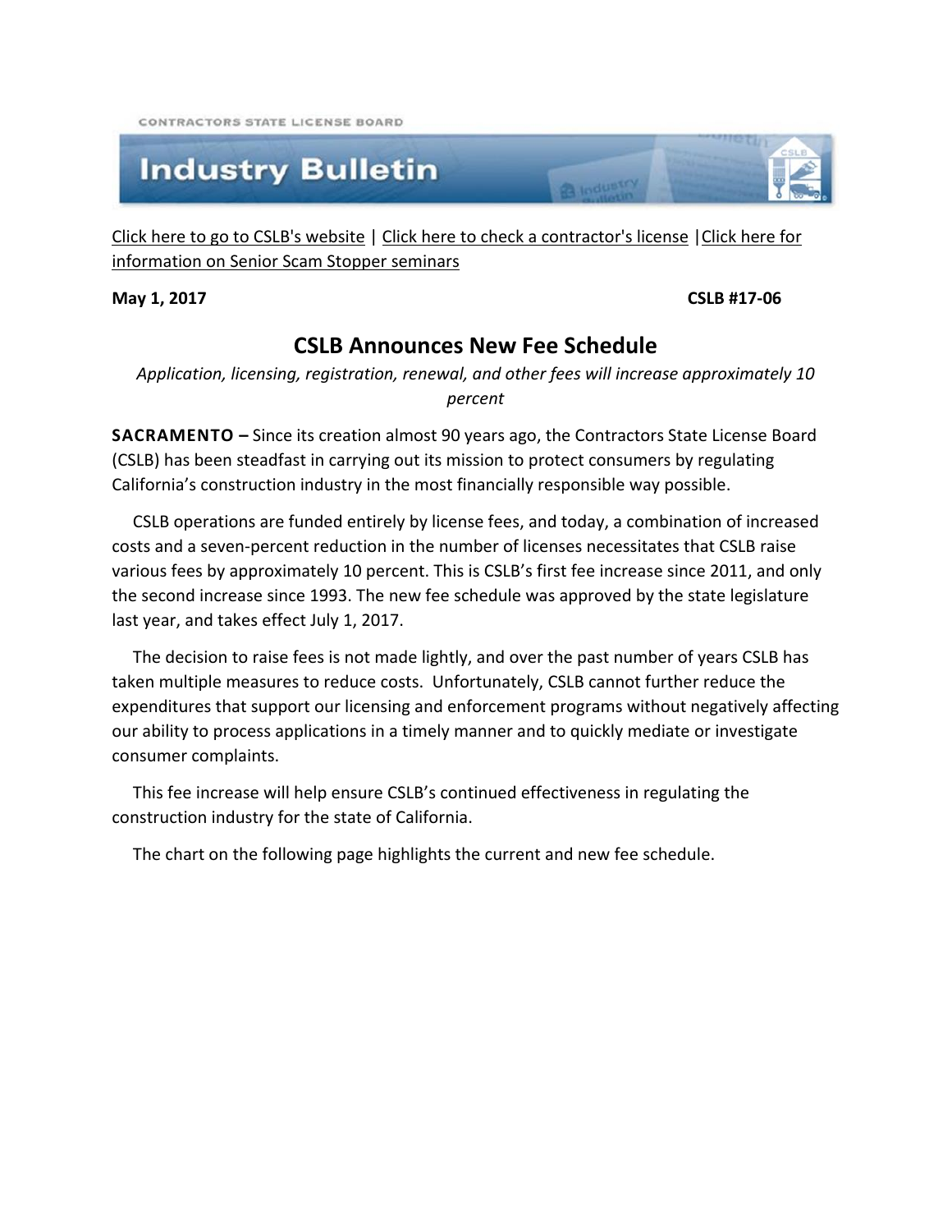CONTRACTORS STATE LICENSE BOARD

# Industry Bulletin

Click here to go to CSLB's website | Click here to check a contractor's license | Click here for information on Senior Scam Stopper seminars

**May 1, 2017** **CSLB #17-06**

## CSLB Announces New Fee Schedule

*Application, licensing, registration, renewal, and other fees will increase approximately 10 percent*

**SACRAMENTO –** Since its creation almost 90 years ago, the Contractors State License Board (CSLB) has been steadfast in carrying out its mission to protect consumers by regulating California's construction industry in the most financially responsible way possible.

CSLB operations are funded entirely by license fees, and today, a combination of increased costs and a seven-percent reduction in the number of licenses necessitates that CSLB raise various fees by approximately 10 percent. This is CSLB's first fee increase since 2011, and only the second increase since 1993. The new fee schedule was approved by the state legislature last year, and takes effect July 1, 2017.

The decision to raise fees is not made lightly, and over the past number of years CSLB has taken multiple measures to reduce costs. Unfortunately, CSLB cannot further reduce the expenditures that support our licensing and enforcement programs without negatively affecting our ability to process applications in a timely manner and to quickly mediate or investigate consumer complaints.

This fee increase will help ensure CSLB's continued effectiveness in regulating the construction industry for the state of California.

The chart on the following page highlights the current and new fee schedule.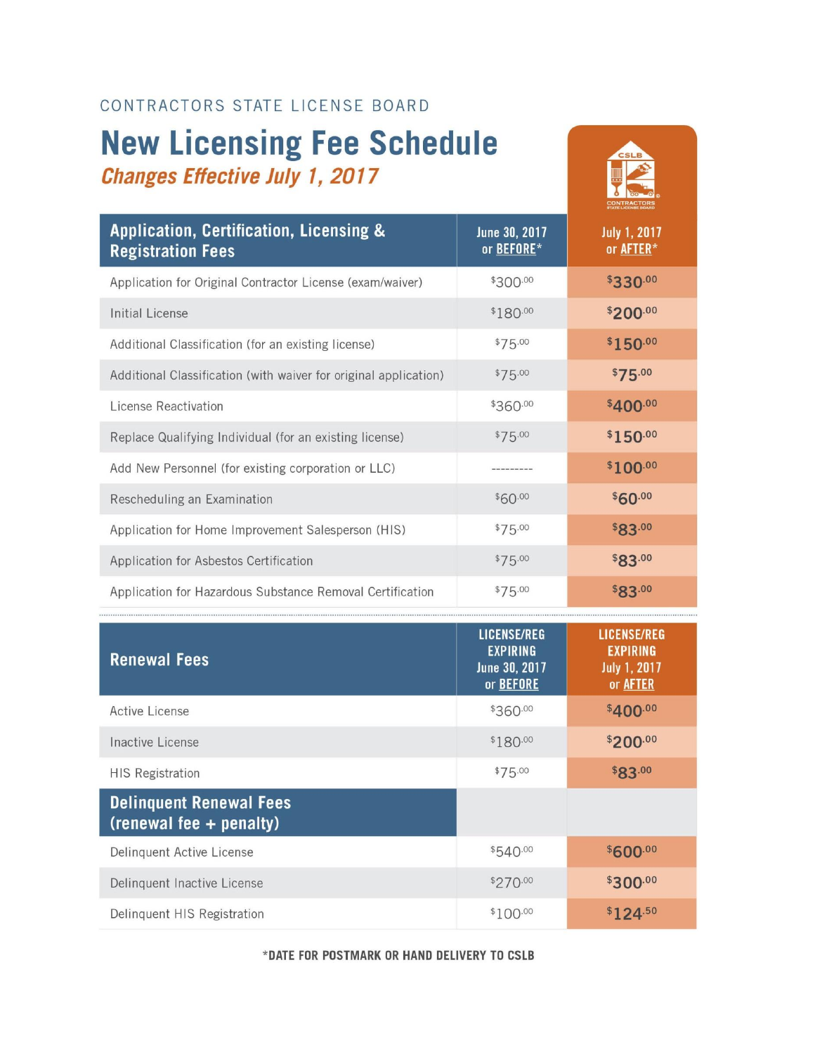CONTRACTORS STATE LICENSE BOARD

# New Licensing Fee Schedule

## *Changes Effective July 1, 2017*

| Application, Certification, Licensing & Registration Fees | June 30, 2017 or BEFORE* | July 1, 2017 or AFTER* |
|---|---|---|
| Application for Original Contractor License (exam/waiver) | $300.00 | $330.00 |
| Initial License | $180.00 | $200.00 |
| Additional Classification (for an existing license) | $75.00 | $150.00 |
| Additional Classification (with waiver for original application) | $75.00 | $75.00 |
| License Reactivation | $360.00 | $400.00 |
| Replace Qualifying Individual (for an existing license) | $75.00 | $150.00 |
| Add New Personnel (for existing corporation or LLC) | --------- | $100.00 |
| Rescheduling an Examination | $60.00 | $60.00 |
| Application for Home Improvement Salesperson (HIS) | $75.00 | $83.00 |
| Application for Asbestos Certification | $75.00 | $83.00 |
| Application for Hazardous Substance Removal Certification | $75.00 | $83.00 |

| Renewal Fees | LICENSE/REG EXPIRING June 30, 2017 or BEFORE | LICENSE/REG EXPIRING July 1, 2017 or AFTER |
|---|---|---|
| Active License | $360.00 | $400.00 |
| Inactive License | $180.00 | $200.00 |
| HIS Registration | $75.00 | $83.00 |
| **Delinquent Renewal Fees (renewal fee + penalty)** | | |
| Delinquent Active License | $540.00 | $600.00 |
| Delinquent Inactive License | $270.00 | $300.00 |
| Delinquent HIS Registration | $100.00 | $124.50 |

*DATE FOR POSTMARK OR HAND DELIVERY TO CSLB